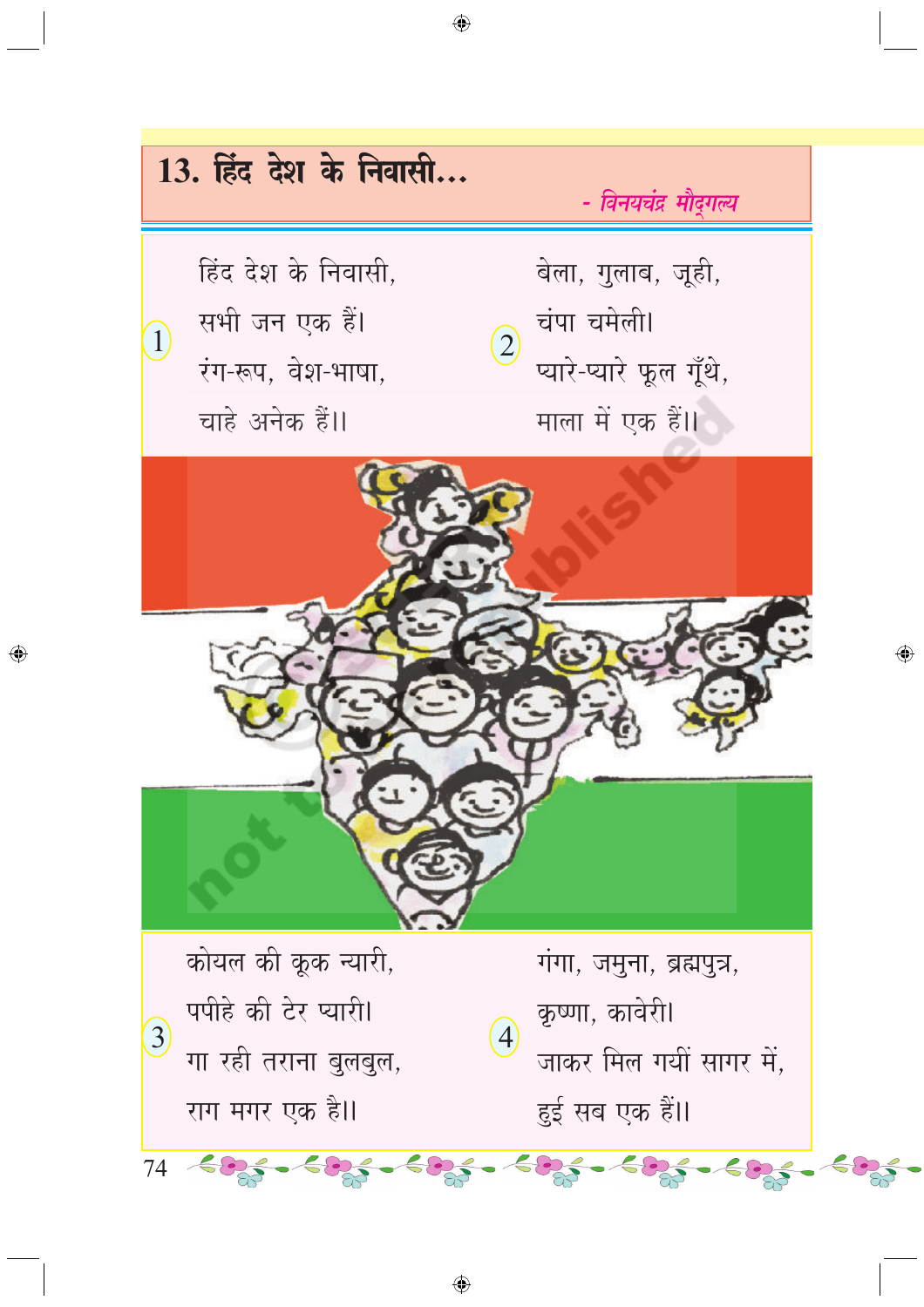# 13. हिंद देश के निवासी...

*- विनयचंद्र मौद्गल्य*

1

हिंद देश के निवासी,
सभी जन एक हैं।
रंग-रूप, वेश-भाषा,
चाहे अनेक हैं।।

2

बेला, गुलाब, जूही,
चंपा चमेली।
प्यारे-प्यारे फूल गूँथे,
माला में एक हैं।।

3

कोयल की कूक न्यारी,
पपीहे की टेर प्यारी।
गा रही तराना बुलबुल,
राग मगर एक है।।

4

गंगा, जमुना, ब्रह्मपुत्र,
कृष्णा, कावेरी।
जाकर मिल गयीं सागर में,
हुई सब एक हैं।।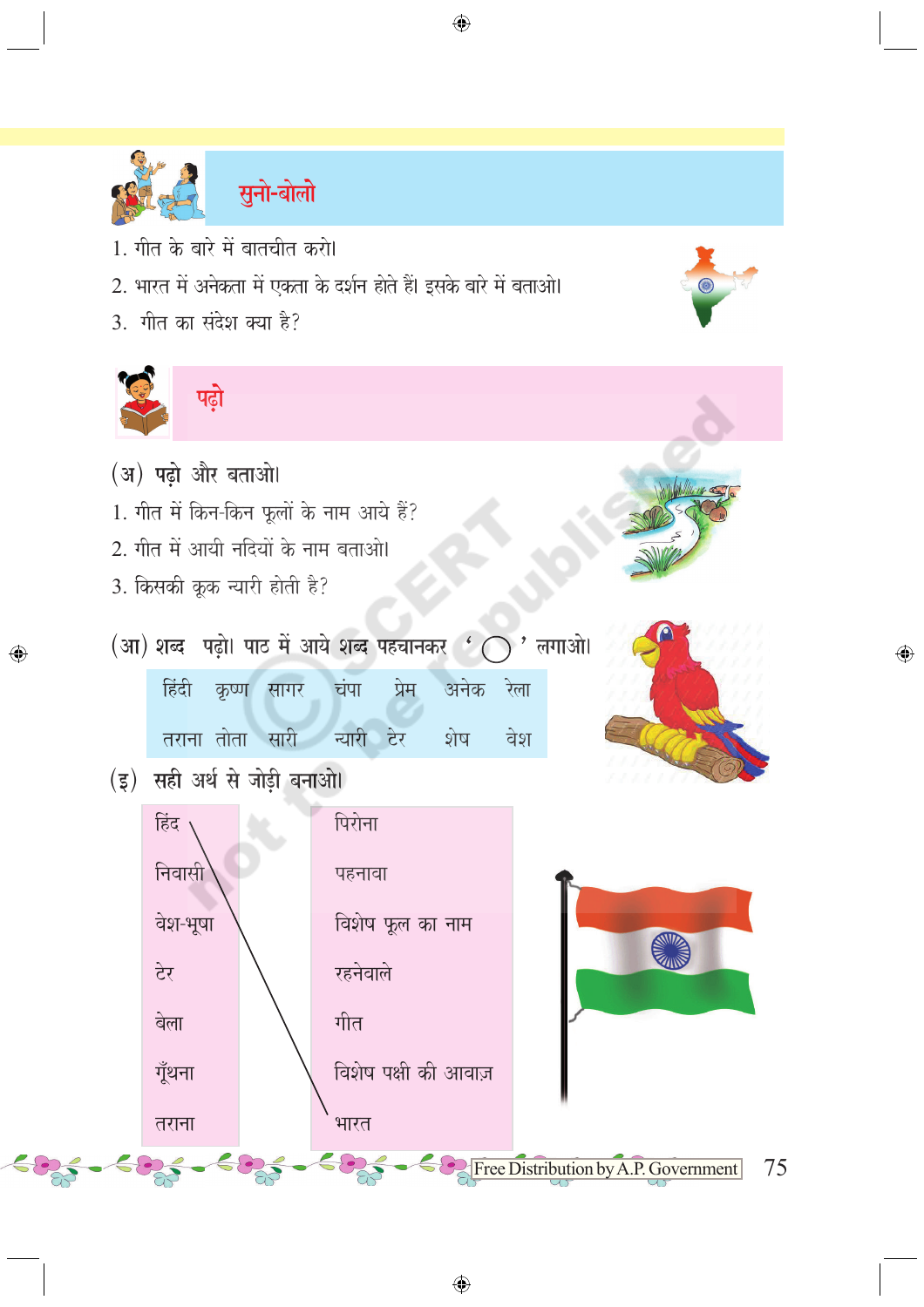## सुनो-बोलो

1. गीत के बारे में बातचीत करो।
2. भारत में अनेकता में एकता के दर्शन होते हैं। इसके बारे में बताओ।
3. गीत का संदेश क्या है?

## पढ़ो

**(अ) पढ़ो और बताओ।**

1. गीत में किन-किन फूलों के नाम आये हैं?
2. गीत में आयी नदियों के नाम बताओ।
3. किसकी कूक न्यारी होती है?

**(आ) शब्द पढ़ो। पाठ में आये शब्द पहचानकर '◯' लगाओ।**

| हिंदी | कृष्ण | सागर | चंपा | प्रेम | अनेक | रेला |
|---|---|---|---|---|---|---|
| तराना | तोता | सारी | न्यारी | टेर | शेष | वेश |

**(इ) सही अर्थ से जोड़ी बनाओ।**

| | |
|---|---|
| हिंद | पिरोना |
| निवासी | पहनावा |
| वेश-भूषा | विशेष फूल का नाम |
| टेर | रहनेवाले |
| बेला | गीत |
| गूँथना | विशेष पक्षी की आवाज़ |
| तराना | भारत |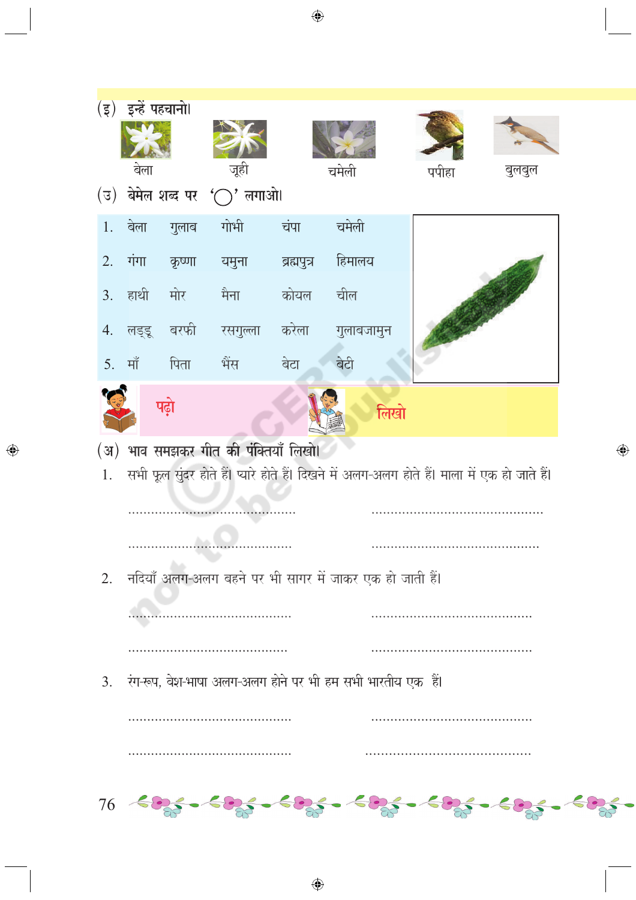(इ) इन्हें पहचानो।

बेला | जूही | चमेली | पपीहा | बुलबुल

(उ) बेमेल शब्द पर '◯' लगाओ।

| | | | | | |
|---|---|---|---|---|---|
| 1. | बेला | गुलाब | गोभी | चंपा | चमेली |
| 2. | गंगा | कृष्णा | यमुना | ब्रह्मपुत्र | हिमालय |
| 3. | हाथी | मोर | मैना | कोयल | चील |
| 4. | लड्डू | बरफी | रसगुल्ला | करेला | गुलाबजामुन |
| 5. | माँ | पिता | भैंस | बेटा | बेटी |

पढ़ो

लिखो

(अ) भाव समझकर गीत की पंक्तियाँ लिखो।

1. सभी फूल सुंदर होते हैं। प्यारे होते हैं। दिखने में अलग-अलग होते हैं। माला में एक हो जाते हैं।

............................................ ............................................

............................................ ............................................

2. नदियाँ अलग-अलग बहने पर भी सागर में जाकर एक हो जाती हैं।

............................................ ............................................

............................................ ............................................

3. रंग-रूप, वेश-भाषा अलग-अलग होने पर भी हम सभी भारतीय एक हैं।

............................................ ............................................

............................................ ............................................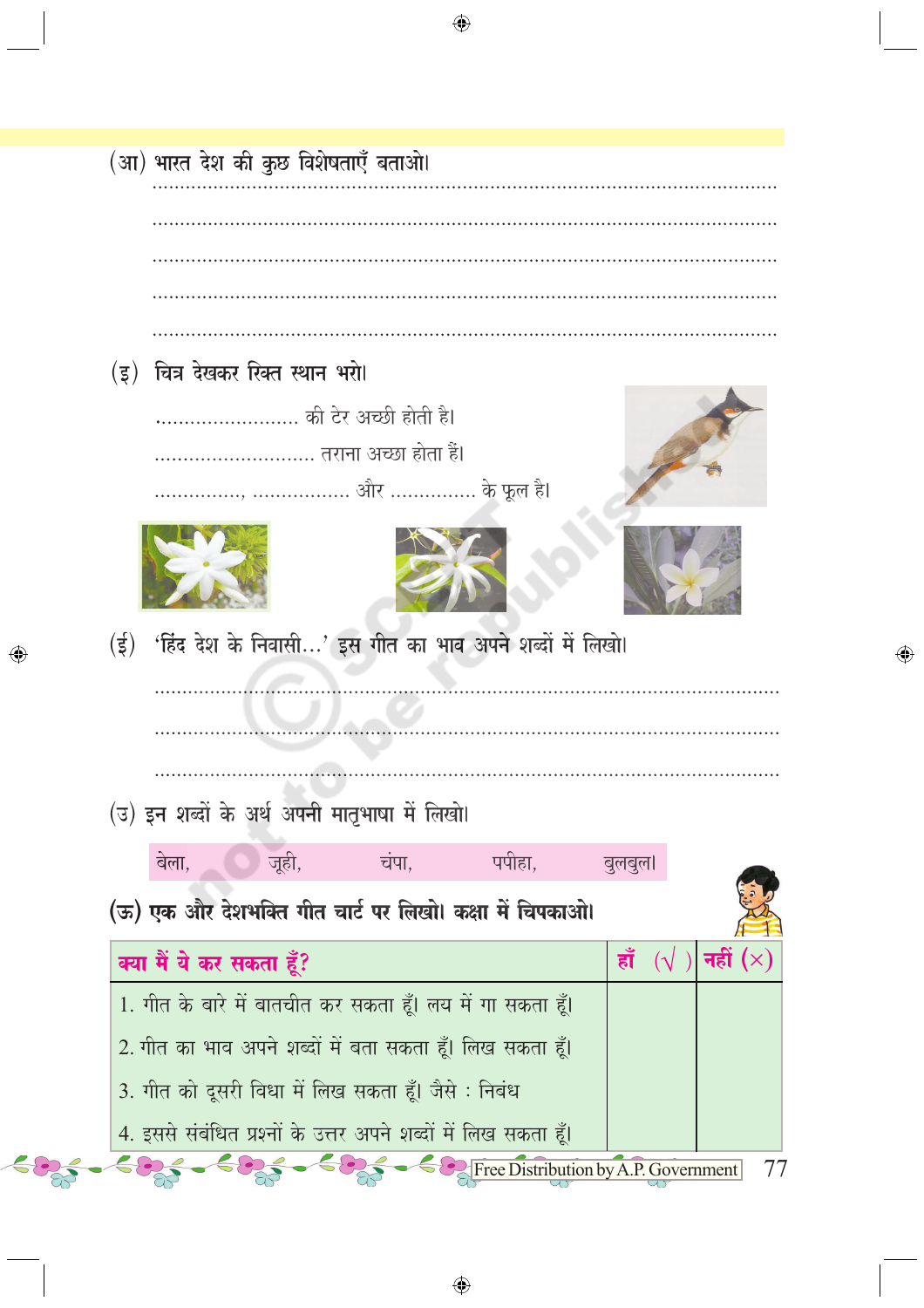(आ) भारत देश की कुछ विशेषताएँ बताओ।

.................................................................................................

.................................................................................................

.................................................................................................

.................................................................................................

.................................................................................................

(इ) चित्र देखकर रिक्त स्थान भरो।

......................... की टेर अच्छी होती है।

............................ तराना अच्छा होता हैं।

..............., ................. और .............. के फूल है।

(ई) 'हिंद देश के निवासी...' इस गीत का भाव अपने शब्दों में लिखो।

.................................................................................................

.................................................................................................

.................................................................................................

(उ) इन शब्दों के अर्थ अपनी मातृभाषा में लिखो।

बेला, जूही, चंपा, पपीहा, बुलबुल।

**(ऊ) एक और देशभक्ति गीत चार्ट पर लिखो। कक्षा में चिपकाओ।**

| **क्या मैं ये कर सकता हूँ?** | **हाँ (√)** | **नहीं (×)** |
|---|---|---|
| 1. गीत के बारे में बातचीत कर सकता हूँ। लय में गा सकता हूँ। | | |
| 2. गीत का भाव अपने शब्दों में बता सकता हूँ। लिख सकता हूँ। | | |
| 3. गीत को दूसरी विधा में लिख सकता हूँ। जैसे : निबंध | | |
| 4. इससे संबंधित प्रश्नों के उत्तर अपने शब्दों में लिख सकता हूँ। | | |